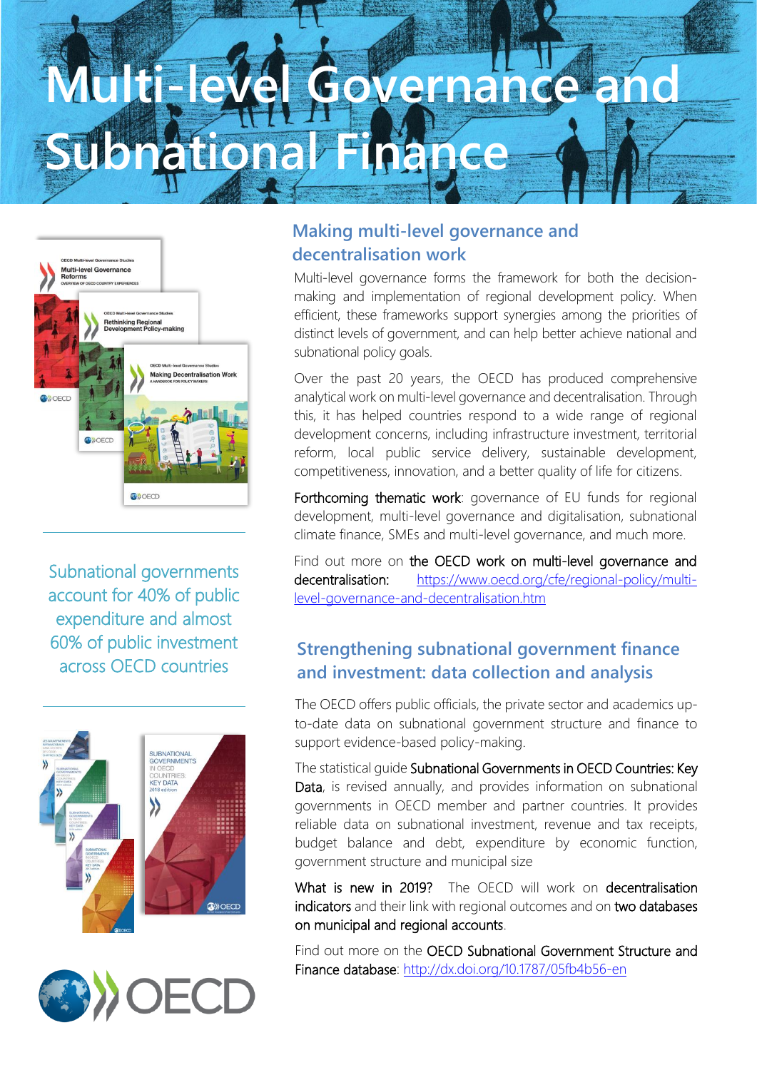# Multi-level Governance and Subnational Finance

Subnational governments account for 40% of public expenditure and almost 60% of public investment across OECD countries

## Making multi-level governance and decentralisation work

Multi-level governance forms the framework for both the decision-making and implementation of regional development policy. When efficient, these frameworks support synergies among the priorities of distinct levels of government, and can help better achieve national and subnational policy goals.

Over the past 20 years, the OECD has produced comprehensive analytical work on multi-level governance and decentralisation. Through this, it has helped countries respond to a wide range of regional development concerns, including infrastructure investment, territorial reform, local public service delivery, sustainable development, competitiveness, innovation, and a better quality of life for citizens.

Forthcoming thematic work: governance of EU funds for regional development, multi-level governance and digitalisation, subnational climate finance, SMEs and multi-level governance, and much more.

Find out more on the OECD work on multi-level governance and decentralisation: https://www.oecd.org/cfe/regional-policy/multi-level-governance-and-decentralisation.htm

## Strengthening subnational government finance and investment: data collection and analysis

The OECD offers public officials, the private sector and academics up-to-date data on subnational government structure and finance to support evidence-based policy-making.

The statistical guide Subnational Governments in OECD Countries: Key Data, is revised annually, and provides information on subnational governments in OECD member and partner countries. It provides reliable data on subnational investment, revenue and tax receipts, budget balance and debt, expenditure by economic function, government structure and municipal size

What is new in 2019? The OECD will work on decentralisation indicators and their link with regional outcomes and on two databases on municipal and regional accounts.

Find out more on the OECD Subnational Government Structure and Finance database: http://dx.doi.org/10.1787/05fb4b56-en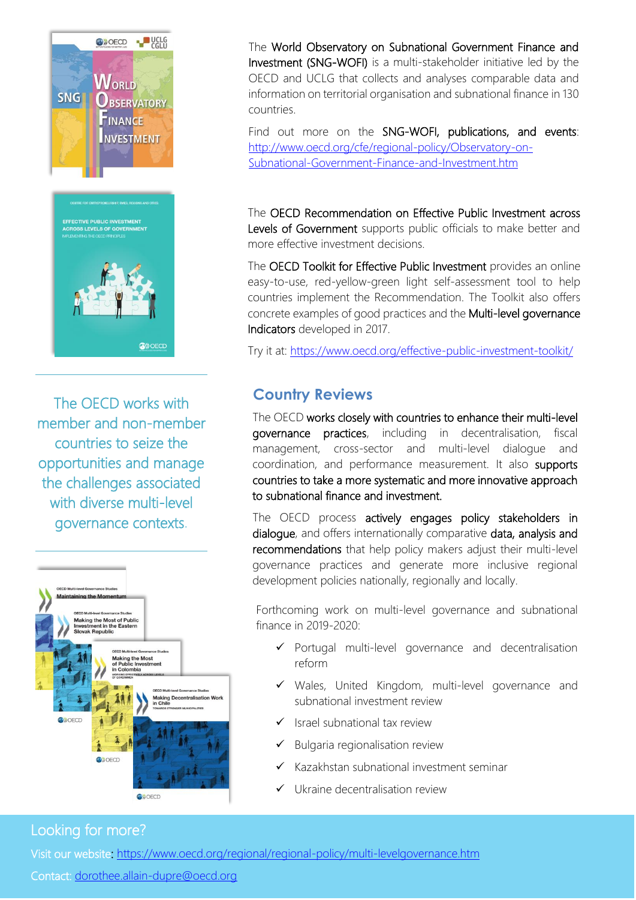The **World Observatory on Subnational Government Finance and Investment (SNG-WOFI)** is a multi-stakeholder initiative led by the OECD and UCLG that collects and analyses comparable data and information on territorial organisation and subnational finance in 130 countries.

Find out more on the **SNG-WOFI, publications, and events**: http://www.oecd.org/cfe/regional-policy/Observatory-on-Subnational-Government-Finance-and-Investment.htm

The **OECD Recommendation on Effective Public Investment across Levels of Government** supports public officials to make better and more effective investment decisions.

The **OECD Toolkit for Effective Public Investment** provides an online easy-to-use, red-yellow-green light self-assessment tool to help countries implement the Recommendation. The Toolkit also offers concrete examples of good practices and the **Multi-level governance Indicators** developed in 2017.

Try it at: https://www.oecd.org/effective-public-investment-toolkit/

The OECD works with member and non-member countries to seize the opportunities and manage the challenges associated with diverse multi-level governance contexts.

## Country Reviews

The OECD **works closely with countries to enhance their multi-level governance practices**, including in decentralisation, fiscal management, cross-sector and multi-level dialogue and coordination, and performance measurement. It also **supports countries to take a more systematic and more innovative approach to subnational finance and investment.**

The OECD process **actively engages policy stakeholders in dialogue**, and offers internationally comparative **data, analysis and recommendations** that help policy makers adjust their multi-level governance practices and generate more inclusive regional development policies nationally, regionally and locally.

Forthcoming work on multi-level governance and subnational finance in 2019-2020:

- ✓ Portugal multi-level governance and decentralisation reform
- ✓ Wales, United Kingdom, multi-level governance and subnational investment review
- ✓ Israel subnational tax review
- ✓ Bulgaria regionalisation review
- ✓ Kazakhstan subnational investment seminar
- ✓ Ukraine decentralisation review

## Looking for more?

Visit our website: https://www.oecd.org/regional/regional-policy/multi-levelgovernance.htm

Contact: dorothee.allain-dupre@oecd.org